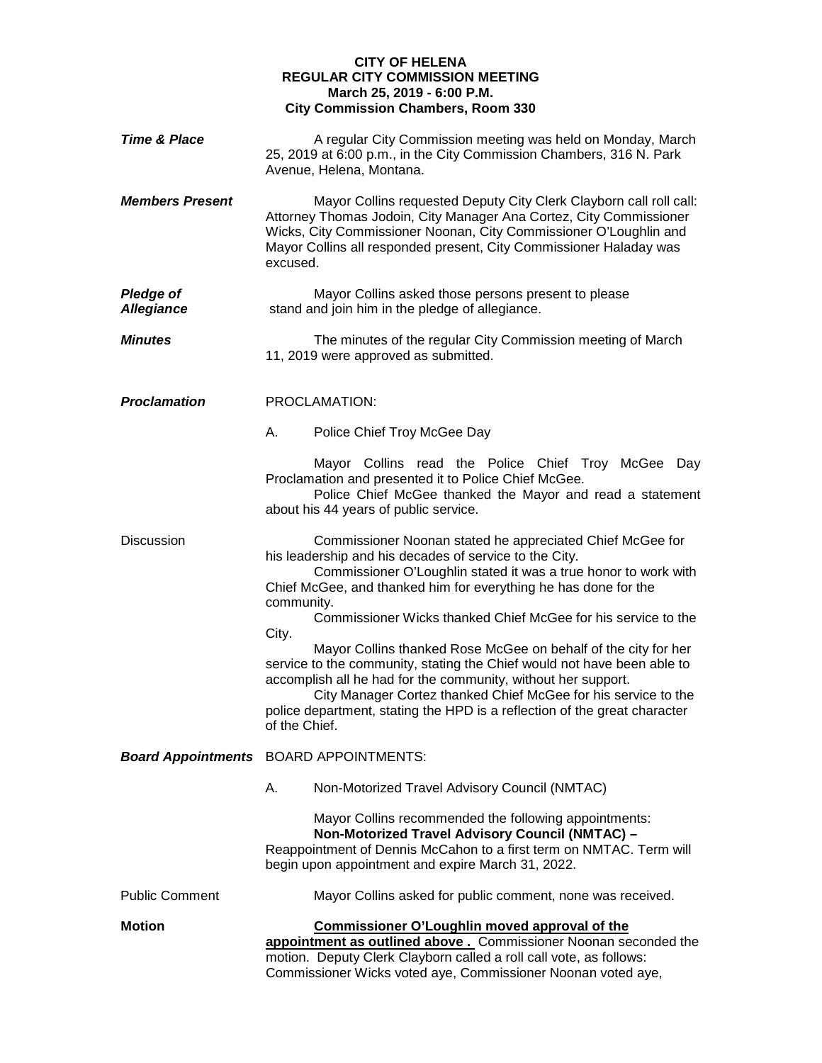**CITY OF HELENA**
**REGULAR CITY COMMISSION MEETING**
**March 25, 2019 - 6:00 P.M.**
**City Commission Chambers, Room 330**

***Time & Place***

A regular City Commission meeting was held on Monday, March 25, 2019 at 6:00 p.m., in the City Commission Chambers, 316 N. Park Avenue, Helena, Montana.

***Members Present***

Mayor Collins requested Deputy City Clerk Clayborn call roll call: Attorney Thomas Jodoin, City Manager Ana Cortez, City Commissioner Wicks, City Commissioner Noonan, City Commissioner O'Loughlin and Mayor Collins all responded present, City Commissioner Haladay was excused.

***Pledge of Allegiance***

Mayor Collins asked those persons present to please stand and join him in the pledge of allegiance.

***Minutes***

The minutes of the regular City Commission meeting of March 11, 2019 were approved as submitted.

***Proclamation***

PROCLAMATION:

A. Police Chief Troy McGee Day

Mayor Collins read the Police Chief Troy McGee Day Proclamation and presented it to Police Chief McGee.

Police Chief McGee thanked the Mayor and read a statement about his 44 years of public service.

Discussion

Commissioner Noonan stated he appreciated Chief McGee for his leadership and his decades of service to the City.

Commissioner O'Loughlin stated it was a true honor to work with Chief McGee, and thanked him for everything he has done for the community.

Commissioner Wicks thanked Chief McGee for his service to the City.

Mayor Collins thanked Rose McGee on behalf of the city for her service to the community, stating the Chief would not have been able to accomplish all he had for the community, without her support.

City Manager Cortez thanked Chief McGee for his service to the police department, stating the HPD is a reflection of the great character of the Chief.

***Board Appointments***

BOARD APPOINTMENTS:

A. Non-Motorized Travel Advisory Council (NMTAC)

Mayor Collins recommended the following appointments:

**Non-Motorized Travel Advisory Council (NMTAC) –**
Reappointment of Dennis McCahon to a first term on NMTAC. Term will begin upon appointment and expire March 31, 2022.

Public Comment

Mayor Collins asked for public comment, none was received.

**Motion**

**<u>Commissioner O'Loughlin moved approval of the appointment as outlined above .</u>** Commissioner Noonan seconded the motion. Deputy Clerk Clayborn called a roll call vote, as follows: Commissioner Wicks voted aye, Commissioner Noonan voted aye,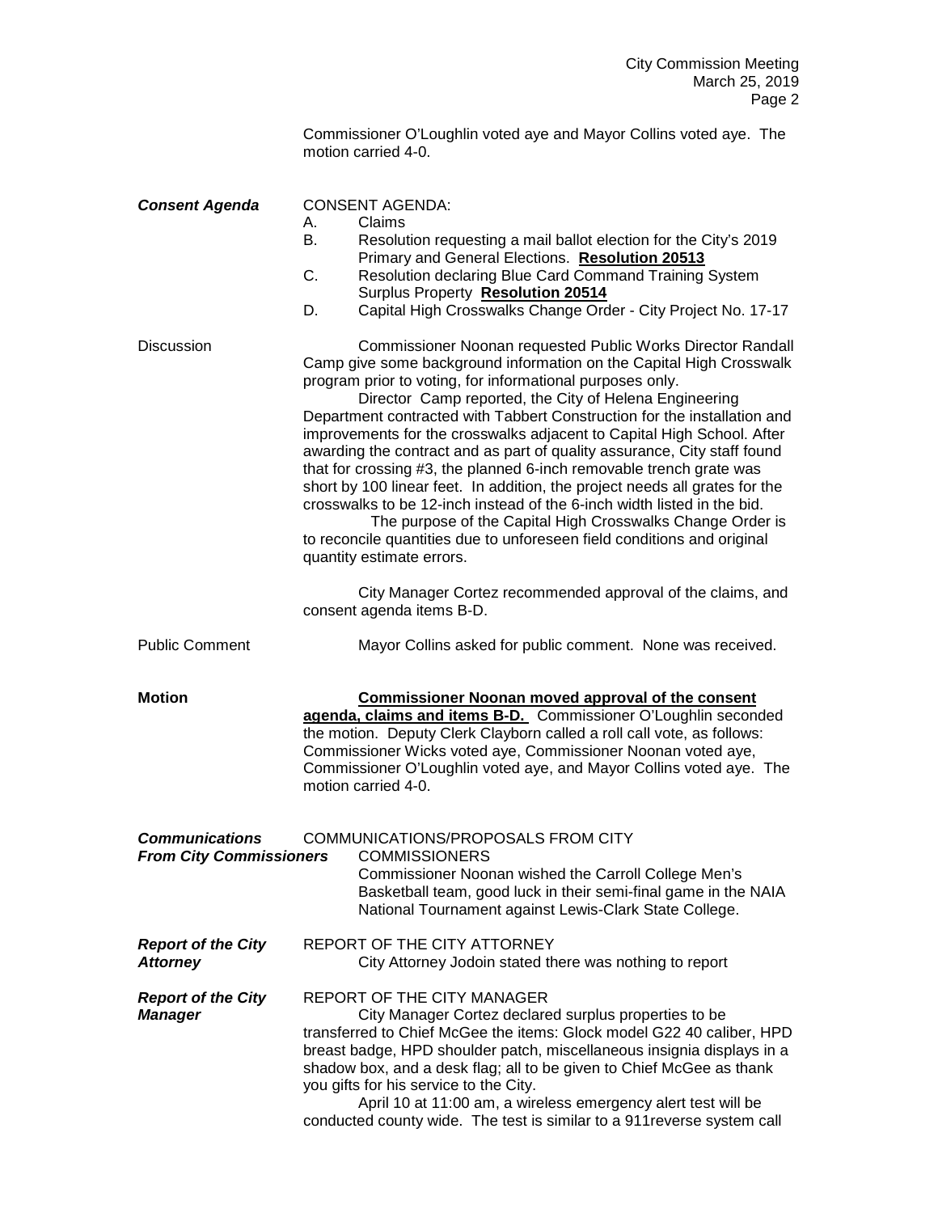Commissioner O'Loughlin voted aye and Mayor Collins voted aye. The motion carried 4-0.

***Consent Agenda***

CONSENT AGENDA:

A. Claims
B. Resolution requesting a mail ballot election for the City's 2019 Primary and General Elections. **Resolution 20513**
C. Resolution declaring Blue Card Command Training System Surplus Property **Resolution 20514**
D. Capital High Crosswalks Change Order - City Project No. 17-17

Discussion

Commissioner Noonan requested Public Works Director Randall Camp give some background information on the Capital High Crosswalk program prior to voting, for informational purposes only.

Director Camp reported, the City of Helena Engineering Department contracted with Tabbert Construction for the installation and improvements for the crosswalks adjacent to Capital High School. After awarding the contract and as part of quality assurance, City staff found that for crossing #3, the planned 6-inch removable trench grate was short by 100 linear feet. In addition, the project needs all grates for the crosswalks to be 12-inch instead of the 6-inch width listed in the bid.

The purpose of the Capital High Crosswalks Change Order is to reconcile quantities due to unforeseen field conditions and original quantity estimate errors.

City Manager Cortez recommended approval of the claims, and consent agenda items B-D.

Public Comment

Mayor Collins asked for public comment. None was received.

**Motion**

**Commissioner Noonan moved approval of the consent agenda, claims and items B-D.** Commissioner O'Loughlin seconded the motion. Deputy Clerk Clayborn called a roll call vote, as follows: Commissioner Wicks voted aye, Commissioner Noonan voted aye, Commissioner O'Loughlin voted aye, and Mayor Collins voted aye. The motion carried 4-0.

***Communications From City Commissioners***

COMMUNICATIONS/PROPOSALS FROM CITY COMMISSIONERS

Commissioner Noonan wished the Carroll College Men's Basketball team, good luck in their semi-final game in the NAIA National Tournament against Lewis-Clark State College.

***Report of the City Attorney***

REPORT OF THE CITY ATTORNEY

City Attorney Jodoin stated there was nothing to report

***Report of the City Manager***

REPORT OF THE CITY MANAGER

City Manager Cortez declared surplus properties to be transferred to Chief McGee the items: Glock model G22 40 caliber, HPD breast badge, HPD shoulder patch, miscellaneous insignia displays in a shadow box, and a desk flag; all to be given to Chief McGee as thank you gifts for his service to the City.

April 10 at 11:00 am, a wireless emergency alert test will be conducted county wide. The test is similar to a 911reverse system call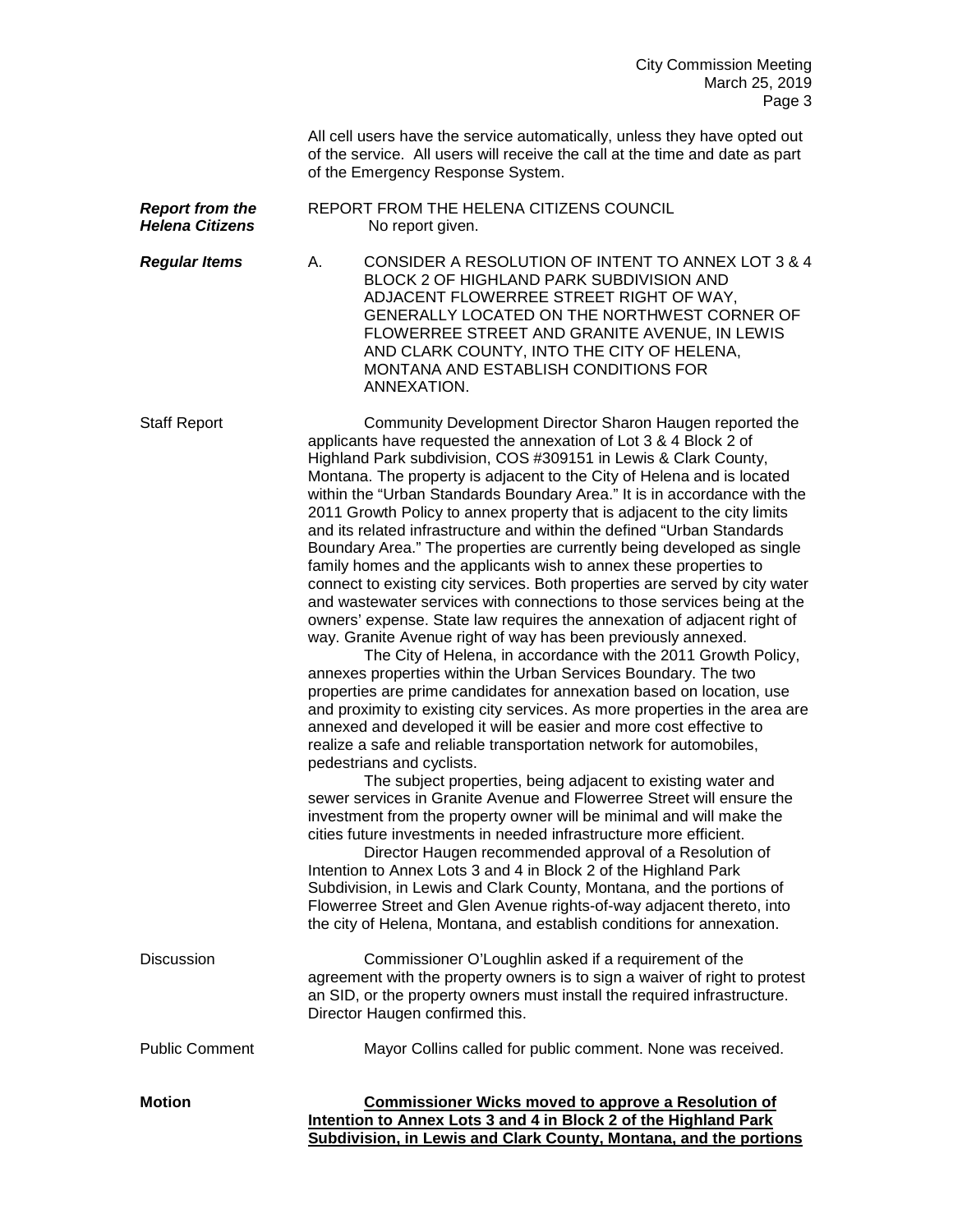All cell users have the service automatically, unless they have opted out of the service. All users will receive the call at the time and date as part of the Emergency Response System.

***Report from the Helena Citizens***

REPORT FROM THE HELENA CITIZENS COUNCIL
No report given.

***Regular Items***

A. CONSIDER A RESOLUTION OF INTENT TO ANNEX LOT 3 & 4 BLOCK 2 OF HIGHLAND PARK SUBDIVISION AND ADJACENT FLOWERREE STREET RIGHT OF WAY, GENERALLY LOCATED ON THE NORTHWEST CORNER OF FLOWERREE STREET AND GRANITE AVENUE, IN LEWIS AND CLARK COUNTY, INTO THE CITY OF HELENA, MONTANA AND ESTABLISH CONDITIONS FOR ANNEXATION.

Staff Report

Community Development Director Sharon Haugen reported the applicants have requested the annexation of Lot 3 & 4 Block 2 of Highland Park subdivision, COS #309151 in Lewis & Clark County, Montana. The property is adjacent to the City of Helena and is located within the "Urban Standards Boundary Area." It is in accordance with the 2011 Growth Policy to annex property that is adjacent to the city limits and its related infrastructure and within the defined "Urban Standards Boundary Area." The properties are currently being developed as single family homes and the applicants wish to annex these properties to connect to existing city services. Both properties are served by city water and wastewater services with connections to those services being at the owners' expense. State law requires the annexation of adjacent right of way. Granite Avenue right of way has been previously annexed.

The City of Helena, in accordance with the 2011 Growth Policy, annexes properties within the Urban Services Boundary. The two properties are prime candidates for annexation based on location, use and proximity to existing city services. As more properties in the area are annexed and developed it will be easier and more cost effective to realize a safe and reliable transportation network for automobiles, pedestrians and cyclists.

The subject properties, being adjacent to existing water and sewer services in Granite Avenue and Flowerree Street will ensure the investment from the property owner will be minimal and will make the cities future investments in needed infrastructure more efficient.

Director Haugen recommended approval of a Resolution of Intention to Annex Lots 3 and 4 in Block 2 of the Highland Park Subdivision, in Lewis and Clark County, Montana, and the portions of Flowerree Street and Glen Avenue rights-of-way adjacent thereto, into the city of Helena, Montana, and establish conditions for annexation.

Discussion

Commissioner O'Loughlin asked if a requirement of the agreement with the property owners is to sign a waiver of right to protest an SID, or the property owners must install the required infrastructure. Director Haugen confirmed this.

Public Comment

Mayor Collins called for public comment. None was received.

**Motion**

**Commissioner Wicks moved to approve a Resolution of Intention to Annex Lots 3 and 4 in Block 2 of the Highland Park Subdivision, in Lewis and Clark County, Montana, and the portions**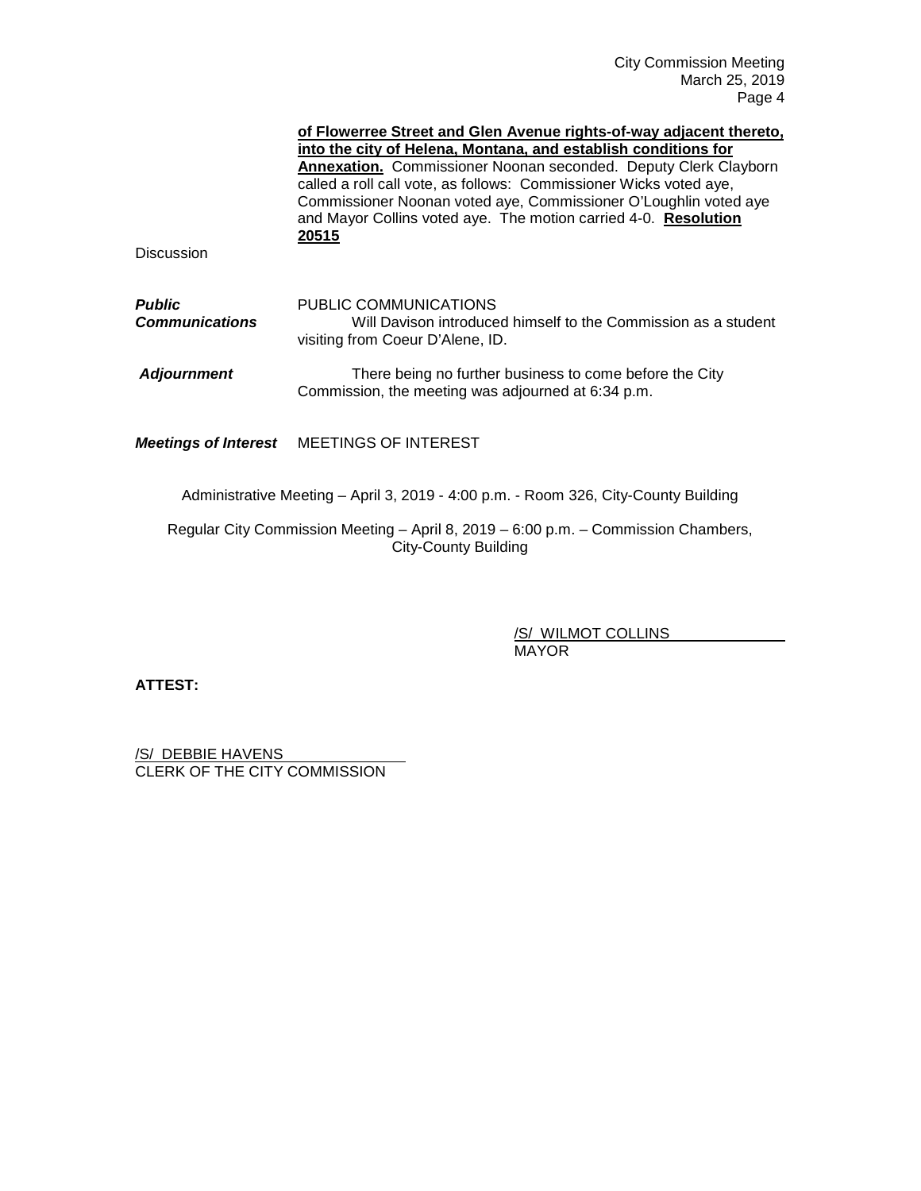**of Flowerree Street and Glen Avenue rights-of-way adjacent thereto, into the city of Helena, Montana, and establish conditions for Annexation.** Commissioner Noonan seconded. Deputy Clerk Clayborn called a roll call vote, as follows: Commissioner Wicks voted aye, Commissioner Noonan voted aye, Commissioner O'Loughlin voted aye and Mayor Collins voted aye. The motion carried 4-0. **Resolution 20515**

Discussion

***Public Communications***

PUBLIC COMMUNICATIONS

Will Davison introduced himself to the Commission as a student visiting from Coeur D'Alene, ID.

***Adjournment***

There being no further business to come before the City Commission, the meeting was adjourned at 6:34 p.m.

***Meetings of Interest***

MEETINGS OF INTEREST

Administrative Meeting – April 3, 2019 - 4:00 p.m. - Room 326, City-County Building

Regular City Commission Meeting – April 8, 2019 – 6:00 p.m. – Commission Chambers, City-County Building

/S/ WILMOT COLLINS
MAYOR

**ATTEST:**

/S/ DEBBIE HAVENS
CLERK OF THE CITY COMMISSION